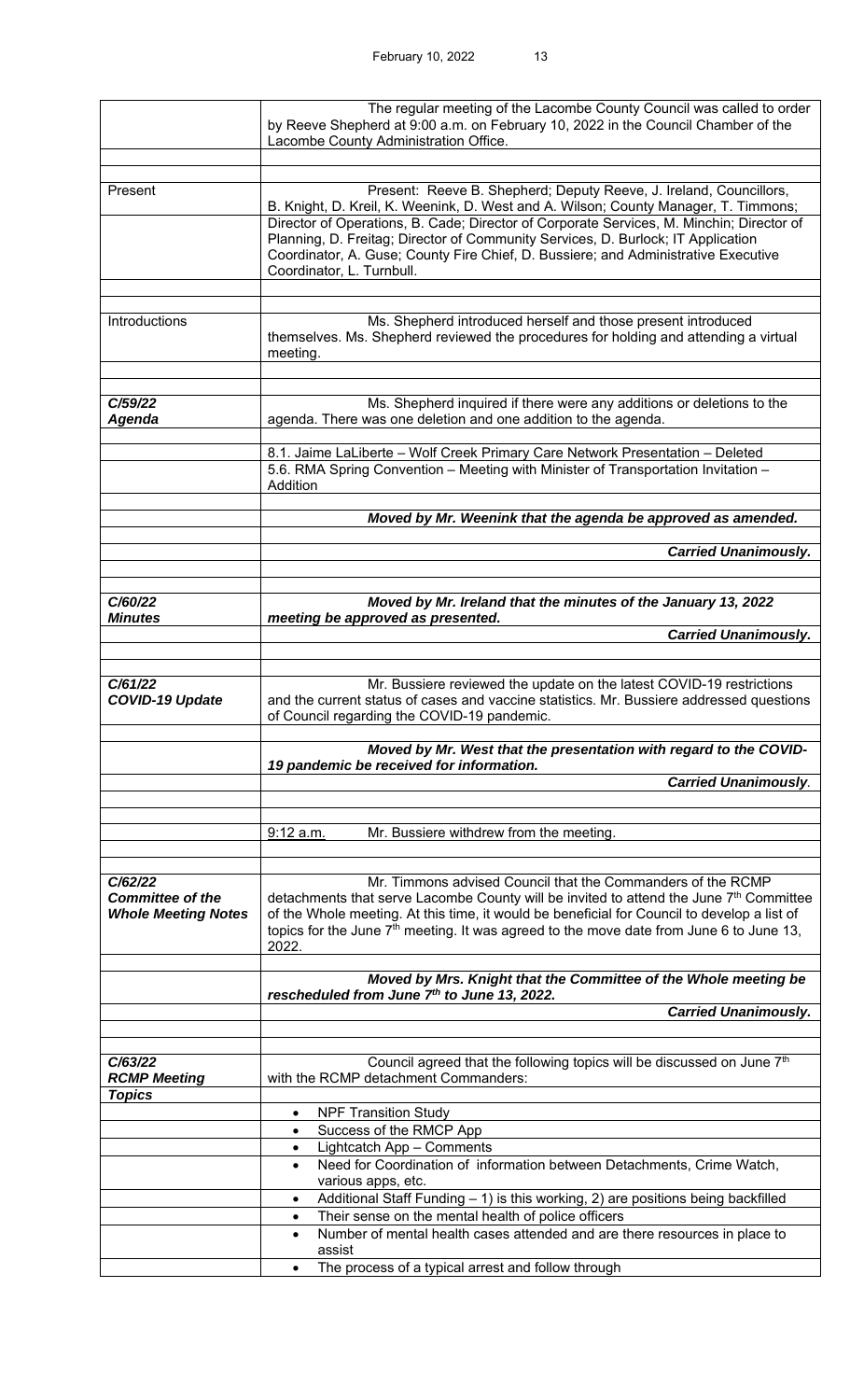The regular meeting of the Lacombe County Council was called to order by Reeve Shepherd at 9:00 a.m. on February 10, 2022 in the Council Chamber of the Lacombe County Administration Office.

**Present**

Present: Reeve B. Shepherd; Deputy Reeve, J. Ireland, Councillors, B. Knight, D. Kreil, K. Weenink, D. West and A. Wilson; County Manager, T. Timmons; Director of Operations, B. Cade; Director of Corporate Services, M. Minchin; Director of Planning, D. Freitag; Director of Community Services, D. Burlock; IT Application Coordinator, A. Guse; County Fire Chief, D. Bussiere; and Administrative Executive Coordinator, L. Turnbull.

**Introductions**

Ms. Shepherd introduced herself and those present introduced themselves. Ms. Shepherd reviewed the procedures for holding and attending a virtual meeting.

***C/59/22***
***Agenda***

Ms. Shepherd inquired if there were any additions or deletions to the agenda. There was one deletion and one addition to the agenda.

8.1. Jaime LaLiberte – Wolf Creek Primary Care Network Presentation – Deleted
5.6. RMA Spring Convention – Meeting with Minister of Transportation Invitation – Addition

***Moved by Mr. Weenink that the agenda be approved as amended.***

***Carried Unanimously.***

***C/60/22***
***Minutes***

***Moved by Mr. Ireland that the minutes of the January 13, 2022 meeting be approved as presented.***

***Carried Unanimously.***

***C/61/22***
***COVID-19 Update***

Mr. Bussiere reviewed the update on the latest COVID-19 restrictions and the current status of cases and vaccine statistics. Mr. Bussiere addressed questions of Council regarding the COVID-19 pandemic.

***Moved by Mr. West that the presentation with regard to the COVID-19 pandemic be received for information.***

***Carried Unanimously.***

9:12 a.m. Mr. Bussiere withdrew from the meeting.

***C/62/22***
***Committee of the Whole Meeting Notes***

Mr. Timmons advised Council that the Commanders of the RCMP detachments that serve Lacombe County will be invited to attend the June 7th Committee of the Whole meeting. At this time, it would be beneficial for Council to develop a list of topics for the June 7th meeting. It was agreed to the move date from June 6 to June 13, 2022.

***Moved by Mrs. Knight that the Committee of the Whole meeting be rescheduled from June 7th to June 13, 2022.***

***Carried Unanimously.***

***C/63/22***
***RCMP Meeting Topics***

Council agreed that the following topics will be discussed on June 7th with the RCMP detachment Commanders:

- NPF Transition Study
- Success of the RMCP App
- Lightcatch App – Comments
- Need for Coordination of information between Detachments, Crime Watch, various apps, etc.
- Additional Staff Funding – 1) is this working, 2) are positions being backfilled
- Their sense on the mental health of police officers
- Number of mental health cases attended and are there resources in place to assist
- The process of a typical arrest and follow through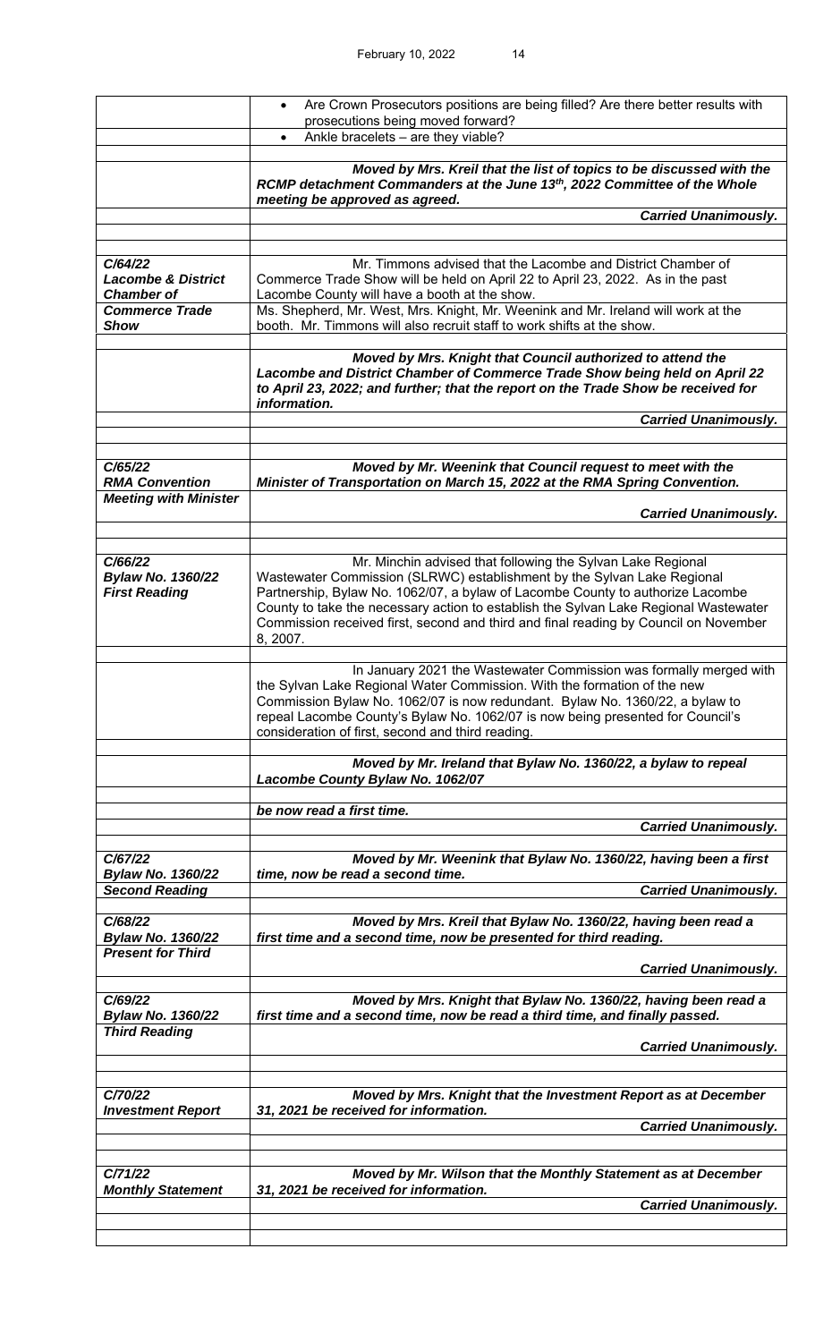| | |
|---|---|
| | • Are Crown Prosecutors positions are being filled? Are there better results with prosecutions being moved forward? |
| | • Ankle bracelets – are they viable? |
| | ***Moved by Mrs. Kreil that the list of topics to be discussed with the RCMP detachment Commanders at the June 13th, 2022 Committee of the Whole meeting be approved as agreed.*** |
| | ***Carried Unanimously.*** |
| ***C/64/22*** ***Lacombe & District Chamber of Commerce Trade Show*** | Mr. Timmons advised that the Lacombe and District Chamber of Commerce Trade Show will be held on April 22 to April 23, 2022. As in the past Lacombe County will have a booth at the show. Ms. Shepherd, Mr. West, Mrs. Knight, Mr. Weenink and Mr. Ireland will work at the booth. Mr. Timmons will also recruit staff to work shifts at the show. |
| | ***Moved by Mrs. Knight that Council authorized to attend the Lacombe and District Chamber of Commerce Trade Show being held on April 22 to April 23, 2022; and further; that the report on the Trade Show be received for information.*** |
| | ***Carried Unanimously.*** |
| ***C/65/22*** ***RMA Convention Meeting with Minister*** | ***Moved by Mr. Weenink that Council request to meet with the Minister of Transportation on March 15, 2022 at the RMA Spring Convention.*** |
| | ***Carried Unanimously.*** |
| ***C/66/22*** ***Bylaw No. 1360/22 First Reading*** | Mr. Minchin advised that following the Sylvan Lake Regional Wastewater Commission (SLRWC) establishment by the Sylvan Lake Regional Partnership, Bylaw No. 1062/07, a bylaw of Lacombe County to authorize Lacombe County to take the necessary action to establish the Sylvan Lake Regional Wastewater Commission received first, second and third and final reading by Council on November 8, 2007. |
| | In January 2021 the Wastewater Commission was formally merged with the Sylvan Lake Regional Water Commission. With the formation of the new Commission Bylaw No. 1062/07 is now redundant. Bylaw No. 1360/22, a bylaw to repeal Lacombe County's Bylaw No. 1062/07 is now being presented for Council's consideration of first, second and third reading. |
| | ***Moved by Mr. Ireland that Bylaw No. 1360/22, a bylaw to repeal Lacombe County Bylaw No. 1062/07*** |
| | ***be now read a first time.*** |
| | ***Carried Unanimously.*** |
| ***C/67/22*** ***Bylaw No. 1360/22*** ***Second Reading*** | ***Moved by Mr. Weenink that Bylaw No. 1360/22, having been a first time, now be read a second time.*** |
| | ***Carried Unanimously.*** |
| ***C/68/22*** ***Bylaw No. 1360/22*** ***Present for Third*** | ***Moved by Mrs. Kreil that Bylaw No. 1360/22, having been read a first time and a second time, now be presented for third reading.*** |
| | ***Carried Unanimously.*** |
| ***C/69/22*** ***Bylaw No. 1360/22*** ***Third Reading*** | ***Moved by Mrs. Knight that Bylaw No. 1360/22, having been read a first time and a second time, now be read a third time, and finally passed.*** |
| | ***Carried Unanimously.*** |
| ***C/70/22*** ***Investment Report*** | ***Moved by Mrs. Knight that the Investment Report as at December 31, 2021 be received for information.*** |
| | ***Carried Unanimously.*** |
| ***C/71/22*** ***Monthly Statement*** | ***Moved by Mr. Wilson that the Monthly Statement as at December 31, 2021 be received for information.*** |
| | ***Carried Unanimously.*** |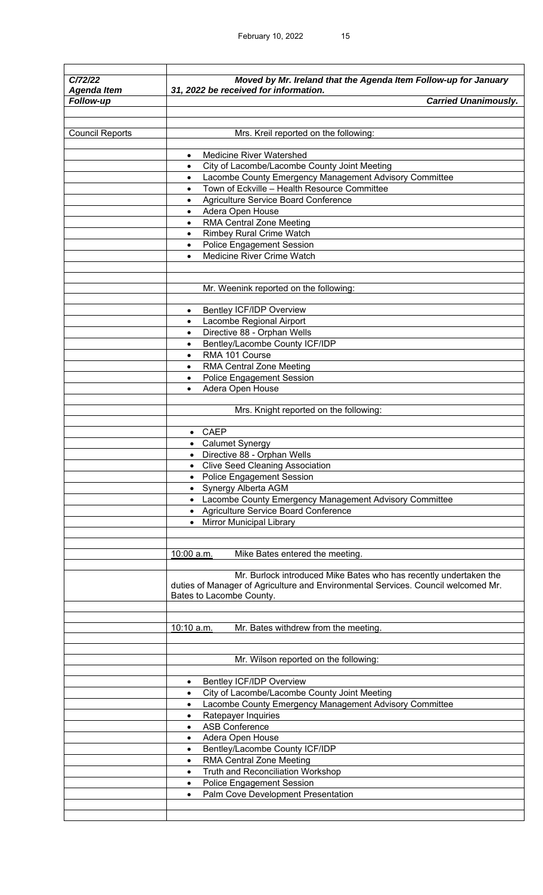| | |
|---|---|
| ***C/72/22*** ***Agenda Item Follow-up*** | ***Moved by Mr. Ireland that the Agenda Item Follow-up for January 31, 2022 be received for information.*** ***Carried Unanimously.*** |
| Council Reports | Mrs. Kreil reported on the following: |
| | • Medicine River Watershed |
| | • City of Lacombe/Lacombe County Joint Meeting |
| | • Lacombe County Emergency Management Advisory Committee |
| | • Town of Eckville – Health Resource Committee |
| | • Agriculture Service Board Conference |
| | • Adera Open House |
| | • RMA Central Zone Meeting |
| | • Rimbey Rural Crime Watch |
| | • Police Engagement Session |
| | • Medicine River Crime Watch |
| | Mr. Weenink reported on the following: |
| | • Bentley ICF/IDP Overview |
| | • Lacombe Regional Airport |
| | • Directive 88 - Orphan Wells |
| | • Bentley/Lacombe County ICF/IDP |
| | • RMA 101 Course |
| | • RMA Central Zone Meeting |
| | • Police Engagement Session |
| | • Adera Open House |
| | Mrs. Knight reported on the following: |
| | • CAEP |
| | • Calumet Synergy |
| | • Directive 88 - Orphan Wells |
| | • Clive Seed Cleaning Association |
| | • Police Engagement Session |
| | • Synergy Alberta AGM |
| | • Lacombe County Emergency Management Advisory Committee |
| | • Agriculture Service Board Conference |
| | • Mirror Municipal Library |
| | 10:00 a.m. Mike Bates entered the meeting. |
| | Mr. Burlock introduced Mike Bates who has recently undertaken the duties of Manager of Agriculture and Environmental Services. Council welcomed Mr. Bates to Lacombe County. |
| | 10:10 a.m. Mr. Bates withdrew from the meeting. |
| | Mr. Wilson reported on the following: |
| | • Bentley ICF/IDP Overview |
| | • City of Lacombe/Lacombe County Joint Meeting |
| | • Lacombe County Emergency Management Advisory Committee |
| | • Ratepayer Inquiries |
| | • ASB Conference |
| | • Adera Open House |
| | • Bentley/Lacombe County ICF/IDP |
| | • RMA Central Zone Meeting |
| | • Truth and Reconciliation Workshop |
| | • Police Engagement Session |
| | • Palm Cove Development Presentation |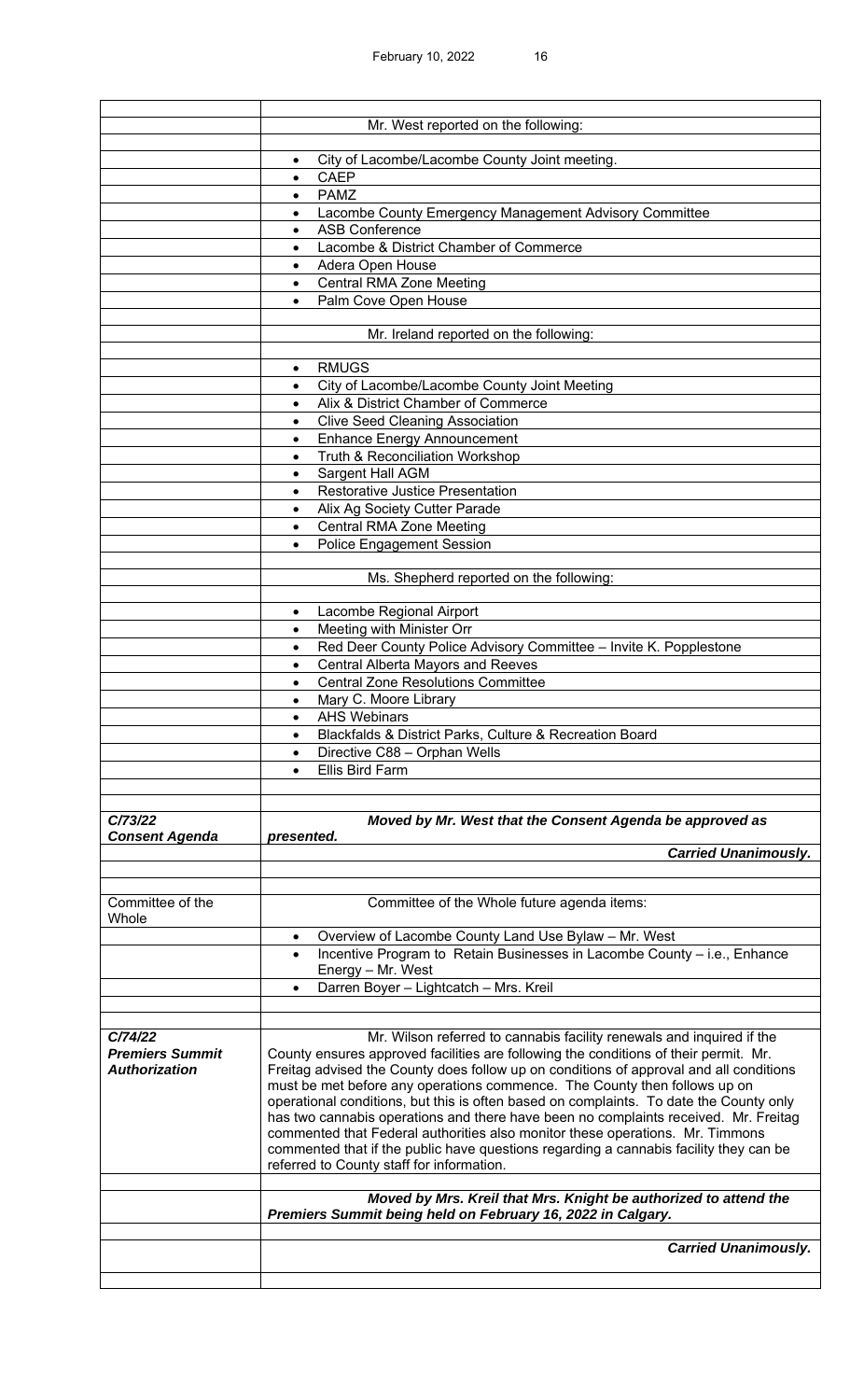Mr. West reported on the following:

- City of Lacombe/Lacombe County Joint meeting.
- CAEP
- PAMZ
- Lacombe County Emergency Management Advisory Committee
- ASB Conference
- Lacombe & District Chamber of Commerce
- Adera Open House
- Central RMA Zone Meeting
- Palm Cove Open House

Mr. Ireland reported on the following:

- RMUGS
- City of Lacombe/Lacombe County Joint Meeting
- Alix & District Chamber of Commerce
- Clive Seed Cleaning Association
- Enhance Energy Announcement
- Truth & Reconciliation Workshop
- Sargent Hall AGM
- Restorative Justice Presentation
- Alix Ag Society Cutter Parade
- Central RMA Zone Meeting
- Police Engagement Session

Ms. Shepherd reported on the following:

- Lacombe Regional Airport
- Meeting with Minister Orr
- Red Deer County Police Advisory Committee – Invite K. Popplestone
- Central Alberta Mayors and Reeves
- Central Zone Resolutions Committee
- Mary C. Moore Library
- AHS Webinars
- Blackfalds & District Parks, Culture & Recreation Board
- Directive C88 – Orphan Wells
- Ellis Bird Farm

***C/73/22***
***Consent Agenda***

***Moved by Mr. West that the Consent Agenda be approved as presented.***

***Carried Unanimously.***

Committee of the Whole

Committee of the Whole future agenda items:

- Overview of Lacombe County Land Use Bylaw – Mr. West
- Incentive Program to Retain Businesses in Lacombe County – i.e., Enhance Energy – Mr. West
- Darren Boyer – Lightcatch – Mrs. Kreil

***C/74/22***
***Premiers Summit Authorization***

Mr. Wilson referred to cannabis facility renewals and inquired if the County ensures approved facilities are following the conditions of their permit. Mr. Freitag advised the County does follow up on conditions of approval and all conditions must be met before any operations commence. The County then follows up on operational conditions, but this is often based on complaints. To date the County only has two cannabis operations and there have been no complaints received. Mr. Freitag commented that Federal authorities also monitor these operations. Mr. Timmons commented that if the public have questions regarding a cannabis facility they can be referred to County staff for information.

***Moved by Mrs. Kreil that Mrs. Knight be authorized to attend the Premiers Summit being held on February 16, 2022 in Calgary.***

***Carried Unanimously.***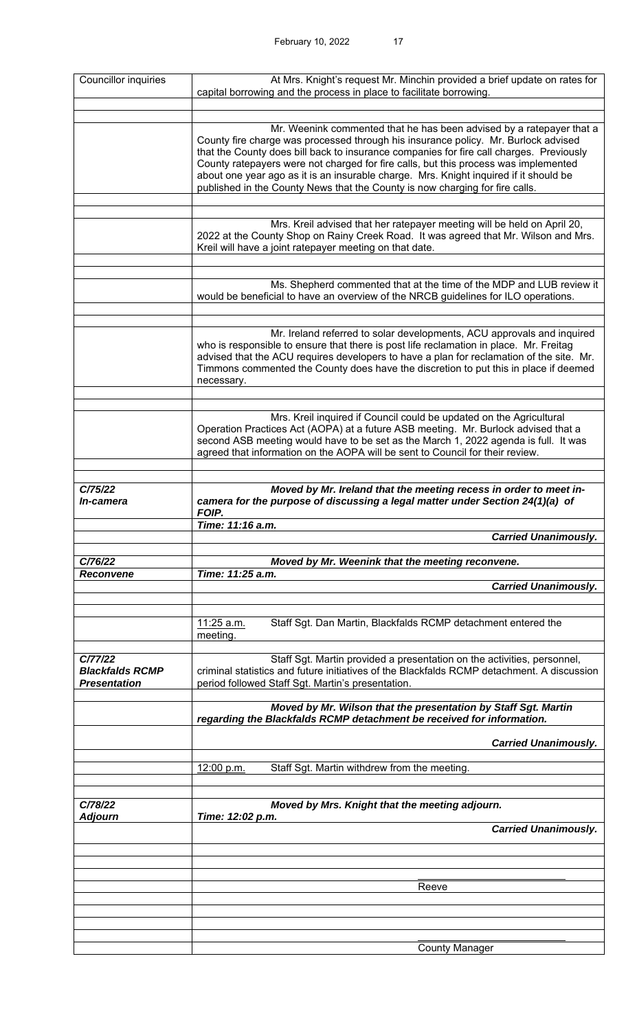| | |
|---|---|
| Councillor inquiries | At Mrs. Knight's request Mr. Minchin provided a brief update on rates for capital borrowing and the process in place to facilitate borrowing. |
| | Mr. Weenink commented that he has been advised by a ratepayer that a County fire charge was processed through his insurance policy. Mr. Burlock advised that the County does bill back to insurance companies for fire call charges. Previously County ratepayers were not charged for fire calls, but this process was implemented about one year ago as it is an insurable charge. Mrs. Knight inquired if it should be published in the County News that the County is now charging for fire calls. |
| | Mrs. Kreil advised that her ratepayer meeting will be held on April 20, 2022 at the County Shop on Rainy Creek Road. It was agreed that Mr. Wilson and Mrs. Kreil will have a joint ratepayer meeting on that date. |
| | Ms. Shepherd commented that at the time of the MDP and LUB review it would be beneficial to have an overview of the NRCB guidelines for ILO operations. |
| | Mr. Ireland referred to solar developments, ACU approvals and inquired who is responsible to ensure that there is post life reclamation in place. Mr. Freitag advised that the ACU requires developers to have a plan for reclamation of the site. Mr. Timmons commented the County does have the discretion to put this in place if deemed necessary. |
| | Mrs. Kreil inquired if Council could be updated on the Agricultural Operation Practices Act (AOPA) at a future ASB meeting. Mr. Burlock advised that a second ASB meeting would have to be set as the March 1, 2022 agenda is full. It was agreed that information on the AOPA will be sent to Council for their review. |
| ***C/75/22*** <br> ***In-camera*** | ***Moved by Mr. Ireland that the meeting recess in order to meet in-camera for the purpose of discussing a legal matter under Section 24(1)(a) of FOIP.*** <br> ***Time: 11:16 a.m.*** <br> ***Carried Unanimously.*** |
| ***C/76/22*** <br> ***Reconvene*** | ***Moved by Mr. Weenink that the meeting reconvene.*** <br> ***Time: 11:25 a.m.*** <br> ***Carried Unanimously.*** |
| | 11:25 a.m. Staff Sgt. Dan Martin, Blackfalds RCMP detachment entered the meeting. |
| ***C/77/22*** <br> ***Blackfalds RCMP Presentation*** | Staff Sgt. Martin provided a presentation on the activities, personnel, criminal statistics and future initiatives of the Blackfalds RCMP detachment. A discussion period followed Staff Sgt. Martin's presentation. |
| | ***Moved by Mr. Wilson that the presentation by Staff Sgt. Martin regarding the Blackfalds RCMP detachment be received for information.*** <br> ***Carried Unanimously.*** |
| | 12:00 p.m. Staff Sgt. Martin withdrew from the meeting. |
| ***C/78/22*** <br> ***Adjourn*** | ***Moved by Mrs. Knight that the meeting adjourn.*** <br> ***Time: 12:02 p.m.*** <br> ***Carried Unanimously.*** |
| | Reeve |
| | County Manager |